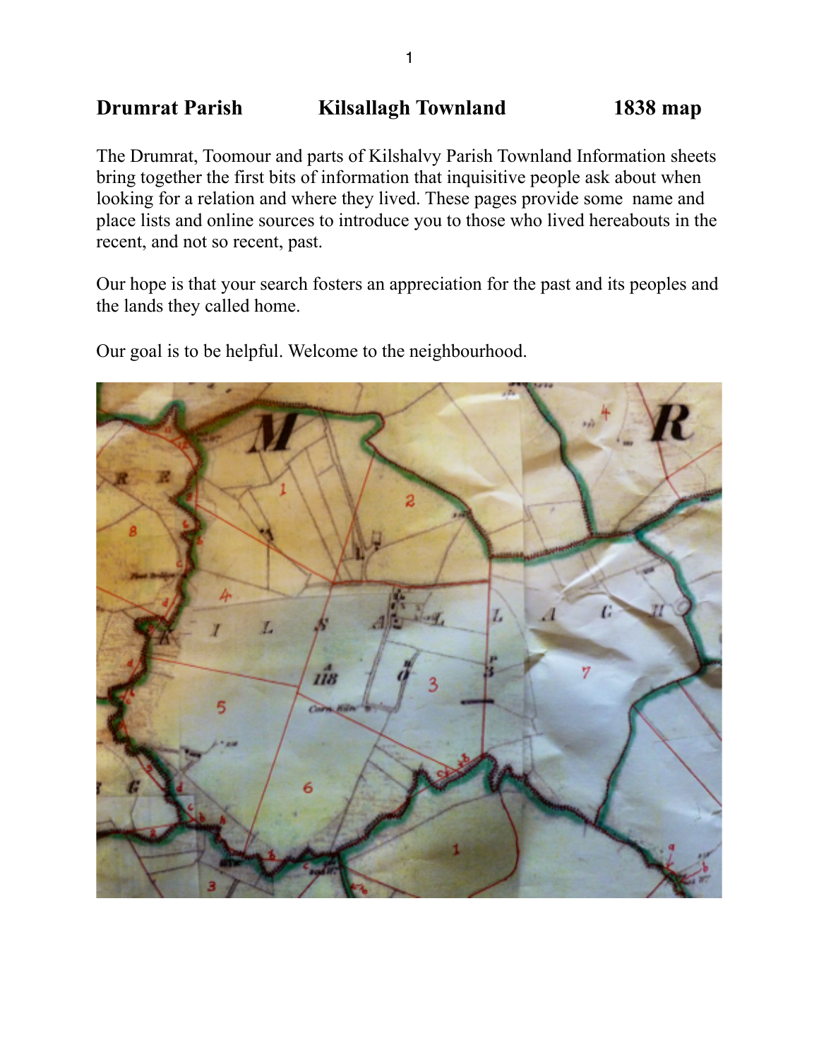**Drumrat Parish Kilsallagh Townland 1838 map**

The Drumrat, Toomour and parts of Kilshalvy Parish Townland Information sheets bring together the first bits of information that inquisitive people ask about when looking for a relation and where they lived. These pages provide some name and place lists and online sources to introduce you to those who lived hereabouts in the recent, and not so recent, past.

Our hope is that your search fosters an appreciation for the past and its peoples and the lands they called home.

Our goal is to be helpful. Welcome to the neighbourhood.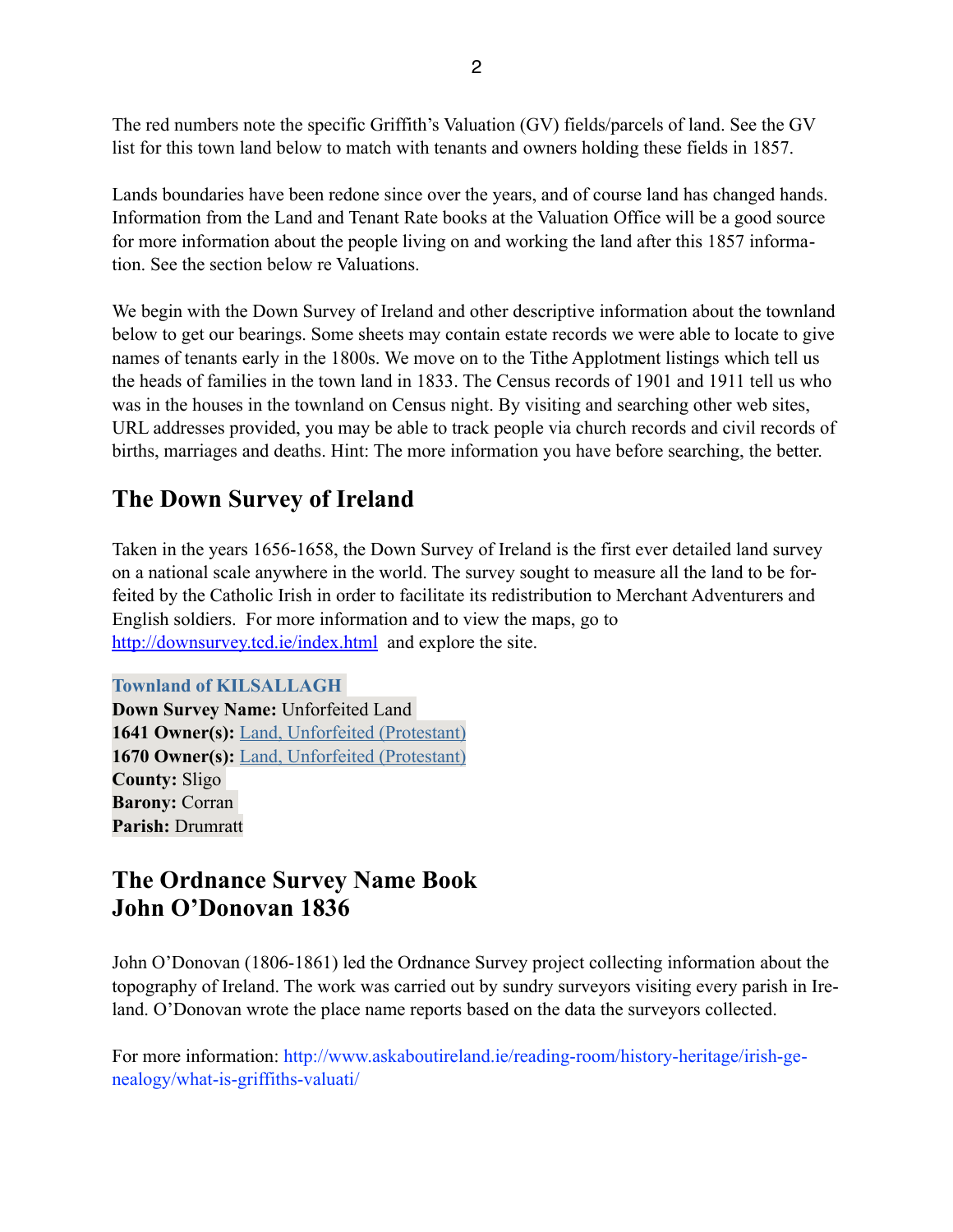The red numbers note the specific Griffith's Valuation (GV) fields/parcels of land. See the GV list for this town land below to match with tenants and owners holding these fields in 1857.

Lands boundaries have been redone since over the years, and of course land has changed hands. Information from the Land and Tenant Rate books at the Valuation Office will be a good source for more information about the people living on and working the land after this 1857 information. See the section below re Valuations.

We begin with the Down Survey of Ireland and other descriptive information about the townland below to get our bearings. Some sheets may contain estate records we were able to locate to give names of tenants early in the 1800s. We move on to the Tithe Applotment listings which tell us the heads of families in the town land in 1833. The Census records of 1901 and 1911 tell us who was in the houses in the townland on Census night. By visiting and searching other web sites, URL addresses provided, you may be able to track people via church records and civil records of births, marriages and deaths. Hint: The more information you have before searching, the better.

## The Down Survey of Ireland

Taken in the years 1656-1658, the Down Survey of Ireland is the first ever detailed land survey on a national scale anywhere in the world. The survey sought to measure all the land to be forfeited by the Catholic Irish in order to facilitate its redistribution to Merchant Adventurers and English soldiers. For more information and to view the maps, go to [http://downsurvey.tcd.ie/index.html](http://downsurvey.tcd.ie/index.html) and explore the site.

**Townland of KILSALLAGH**
**Down Survey Name:** Unforfeited Land
**1641 Owner(s):** Land, Unforfeited (Protestant)
**1670 Owner(s):** Land, Unforfeited (Protestant)
**County:** Sligo
**Barony:** Corran
**Parish:** Drumratt

## The Ordnance Survey Name Book
## John O'Donovan 1836

John O'Donovan (1806-1861) led the Ordnance Survey project collecting information about the topography of Ireland. The work was carried out by sundry surveyors visiting every parish in Ireland. O'Donovan wrote the place name reports based on the data the surveyors collected.

For more information: http://www.askaboutireland.ie/reading-room/history-heritage/irish-genealogy/what-is-griffiths-valuati/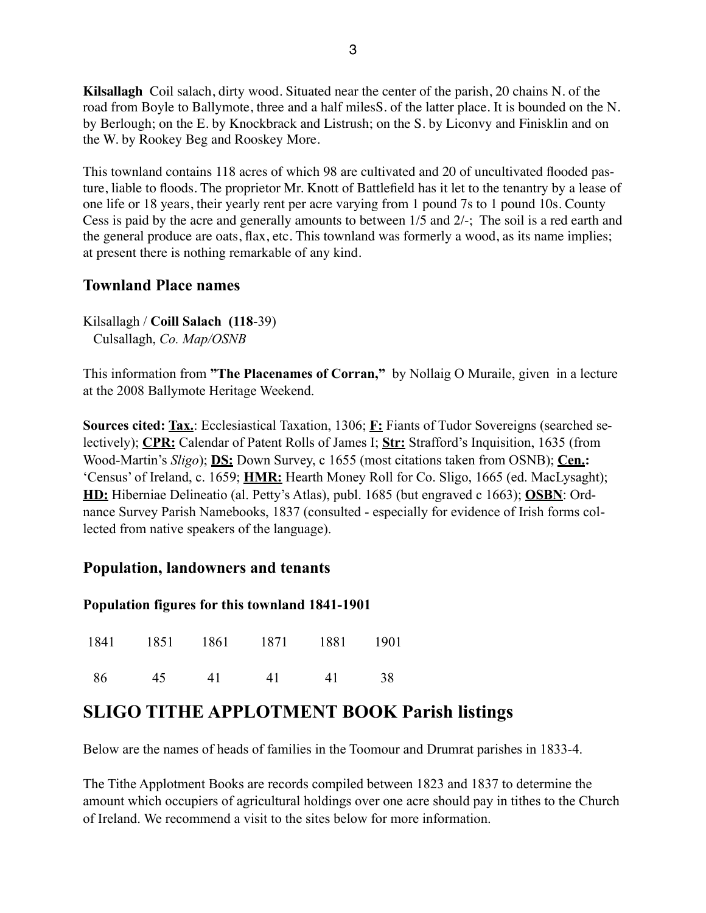**Kilsallagh** Coil salach, dirty wood. Situated near the center of the parish, 20 chains N. of the road from Boyle to Ballymote, three and a half milesS. of the latter place. It is bounded on the N. by Berlough; on the E. by Knockbrack and Listrush; on the S. by Liconvy and Finisklin and on the W. by Rookey Beg and Rooskey More.

This townland contains 118 acres of which 98 are cultivated and 20 of uncultivated flooded pasture, liable to floods. The proprietor Mr. Knott of Battlefield has it let to the tenantry by a lease of one life or 18 years, their yearly rent per acre varying from 1 pound 7s to 1 pound 10s. County Cess is paid by the acre and generally amounts to between 1/5 and 2/-; The soil is a red earth and the general produce are oats, flax, etc. This townland was formerly a wood, as its name implies; at present there is nothing remarkable of any kind.

## Townland Place names

Kilsallagh / **Coill Salach (118**-39)
Culsallagh, *Co. Map/OSNB*

This information from **"The Placenames of Corran,"** by Nollaig O Muraile, given in a lecture at the 2008 Ballymote Heritage Weekend.

**Sources cited: Tax.**: Ecclesiastical Taxation, 1306; **F:** Fiants of Tudor Sovereigns (searched selectively); **CPR:** Calendar of Patent Rolls of James I; **Str:** Strafford's Inquisition, 1635 (from Wood-Martin's *Sligo*); **DS:** Down Survey, c 1655 (most citations taken from OSNB); **Cen.:** 'Census' of Ireland, c. 1659; **HMR:** Hearth Money Roll for Co. Sligo, 1665 (ed. MacLysaght); **HD:** Hiberniae Delineatio (al. Petty's Atlas), publ. 1685 (but engraved c 1663); **OSBN**: Ordnance Survey Parish Namebooks, 1837 (consulted - especially for evidence of Irish forms collected from native speakers of the language).

## Population, landowners and tenants

### Population figures for this townland 1841-1901

| 1841 | 1851 | 1861 | 1871 | 1881 | 1901 |
|---|---|---|---|---|---|
| 86 | 45 | 41 | 41 | 41 | 38 |

# SLIGO TITHE APPLOTMENT BOOK Parish listings

Below are the names of heads of families in the Toomour and Drumrat parishes in 1833-4.

The Tithe Applotment Books are records compiled between 1823 and 1837 to determine the amount which occupiers of agricultural holdings over one acre should pay in tithes to the Church of Ireland. We recommend a visit to the sites below for more information.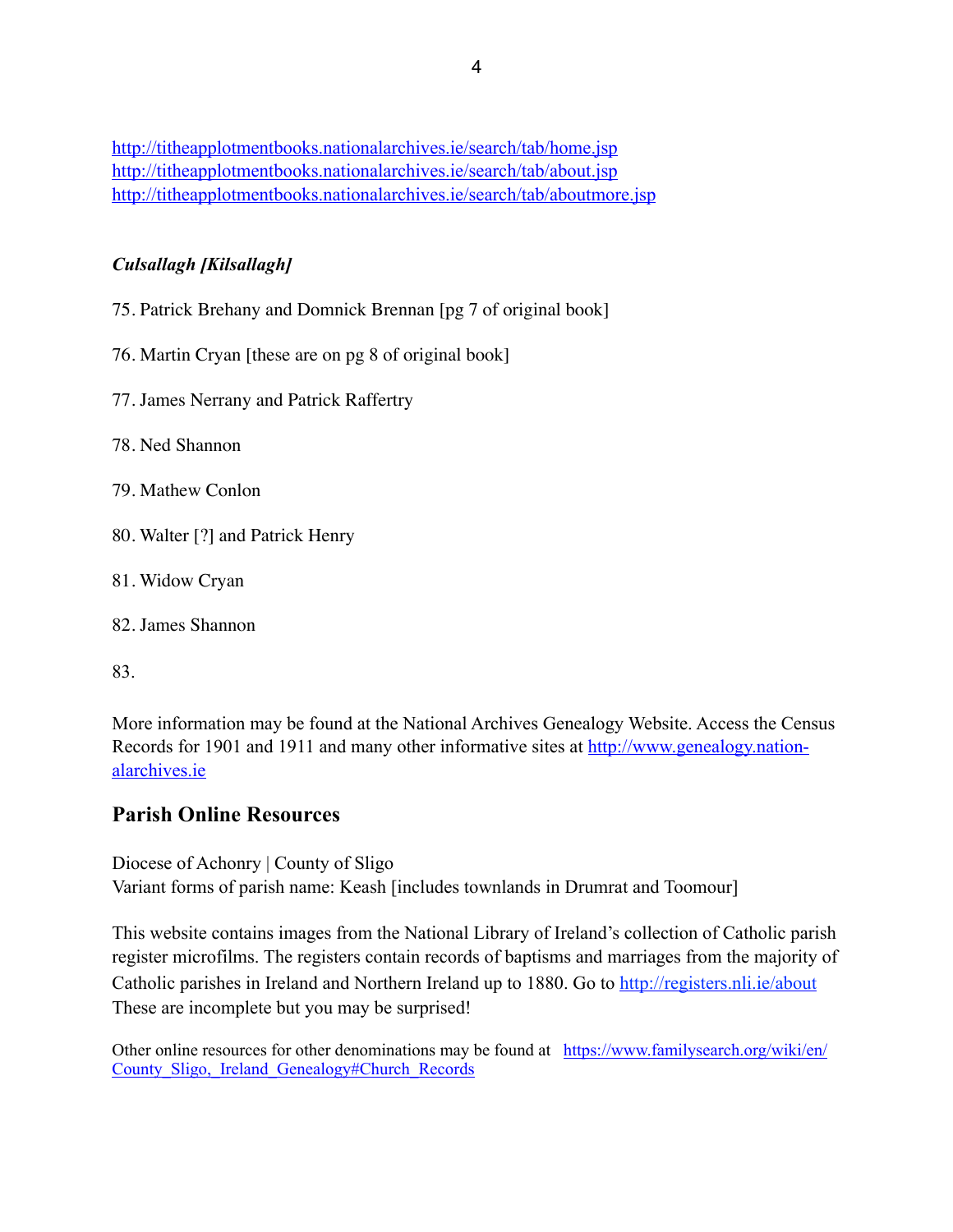http://titheapplotmentbooks.nationalarchives.ie/search/tab/home.jsp
http://titheapplotmentbooks.nationalarchives.ie/search/tab/about.jsp
http://titheapplotmentbooks.nationalarchives.ie/search/tab/aboutmore.jsp

***Culsallagh [Kilsallagh]***

75. Patrick Brehany and Domnick Brennan [pg 7 of original book]

76. Martin Cryan [these are on pg 8 of original book]

77. James Nerrany and Patrick Raffertry

78. Ned Shannon

79. Mathew Conlon

80. Walter [?] and Patrick Henry

81. Widow Cryan

82. James Shannon

83.

More information may be found at the National Archives Genealogy Website. Access the Census Records for 1901 and 1911 and many other informative sites at http://www.genealogy.nationalarchives.ie

## Parish Online Resources

Diocese of Achonry | County of Sligo
Variant forms of parish name: Keash [includes townlands in Drumrat and Toomour]

This website contains images from the National Library of Ireland's collection of Catholic parish register microfilms. The registers contain records of baptisms and marriages from the majority of Catholic parishes in Ireland and Northern Ireland up to 1880. Go to http://registers.nli.ie/about These are incomplete but you may be surprised!

Other online resources for other denominations may be found at https://www.familysearch.org/wiki/en/County_Sligo,_Ireland_Genealogy#Church_Records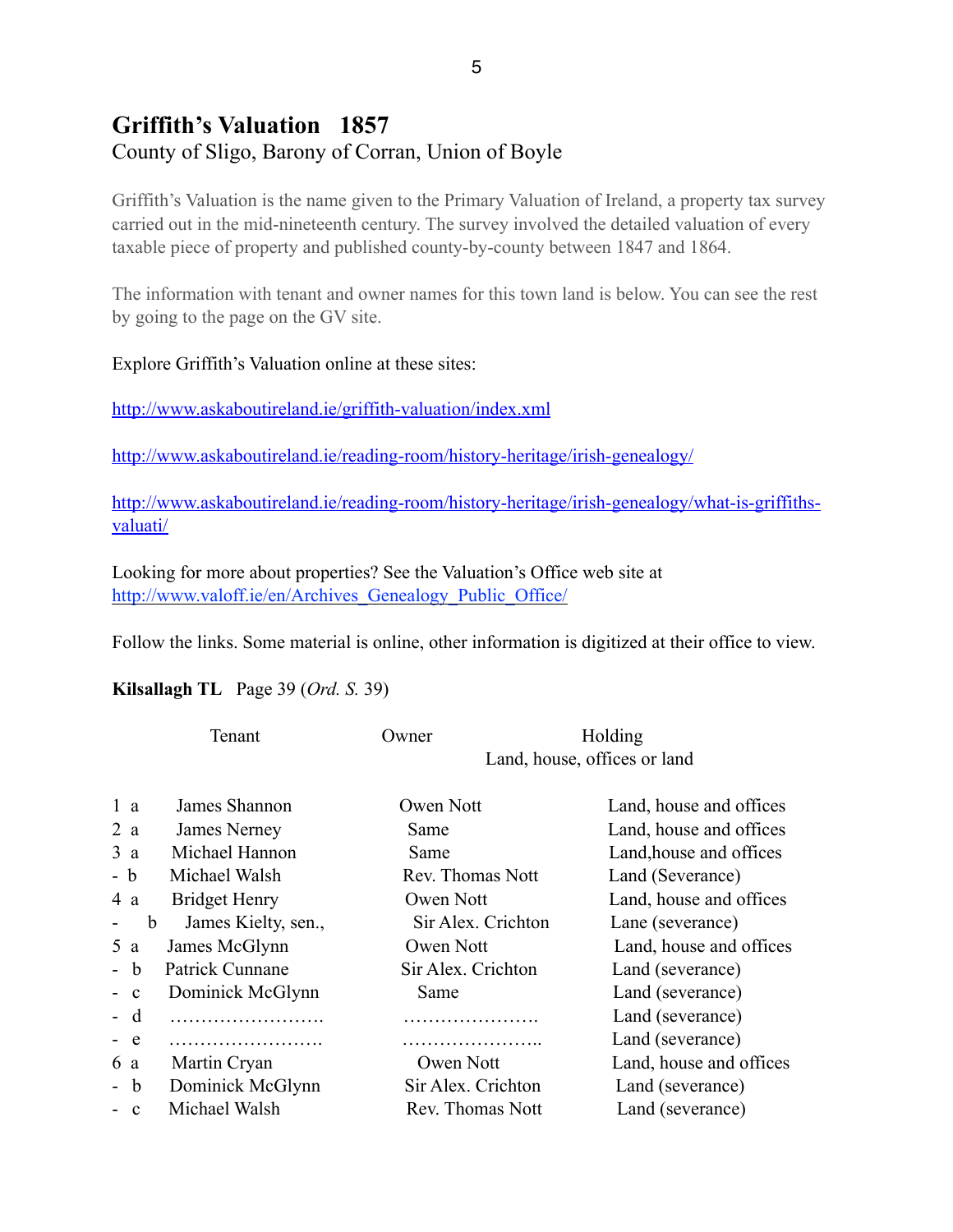# Griffith's Valuation 1857

County of Sligo, Barony of Corran, Union of Boyle

Griffith's Valuation is the name given to the Primary Valuation of Ireland, a property tax survey carried out in the mid-nineteenth century. The survey involved the detailed valuation of every taxable piece of property and published county-by-county between 1847 and 1864.

The information with tenant and owner names for this town land is below. You can see the rest by going to the page on the GV site.

Explore Griffith's Valuation online at these sites:

http://www.askaboutireland.ie/griffith-valuation/index.xml

http://www.askaboutireland.ie/reading-room/history-heritage/irish-genealogy/

http://www.askaboutireland.ie/reading-room/history-heritage/irish-genealogy/what-is-griffiths-valuati/

Looking for more about properties? See the Valuation's Office web site at http://www.valoff.ie/en/Archives_Genealogy_Public_Office/

Follow the links. Some material is online, other information is digitized at their office to view.

**Kilsallagh TL** Page 39 (*Ord. S.* 39)

| | | Tenant | Owner | Holding<br>Land, house, offices or land |
|---|---|---|---|---|
| 1 | a | James Shannon | Owen Nott | Land, house and offices |
| 2 | a | James Nerney | Same | Land, house and offices |
| 3 | a | Michael Hannon | Same | Land,house and offices |
| - | b | Michael Walsh | Rev. Thomas Nott | Land (Severance) |
| 4 | a | Bridget Henry | Owen Nott | Land, house and offices |
| - | b | James Kielty, sen., | Sir Alex. Crichton | Lane (severance) |
| 5 | a | James McGlynn | Owen Nott | Land, house and offices |
| - | b | Patrick Cunnane | Sir Alex. Crichton | Land (severance) |
| - | c | Dominick McGlynn | Same | Land (severance) |
| - | d | ……………………. | …………………. | Land (severance) |
| - | e | ……………………. | ………………….. | Land (severance) |
| 6 | a | Martin Cryan | Owen Nott | Land, house and offices |
| - | b | Dominick McGlynn | Sir Alex. Crichton | Land (severance) |
| - | c | Michael Walsh | Rev. Thomas Nott | Land (severance) |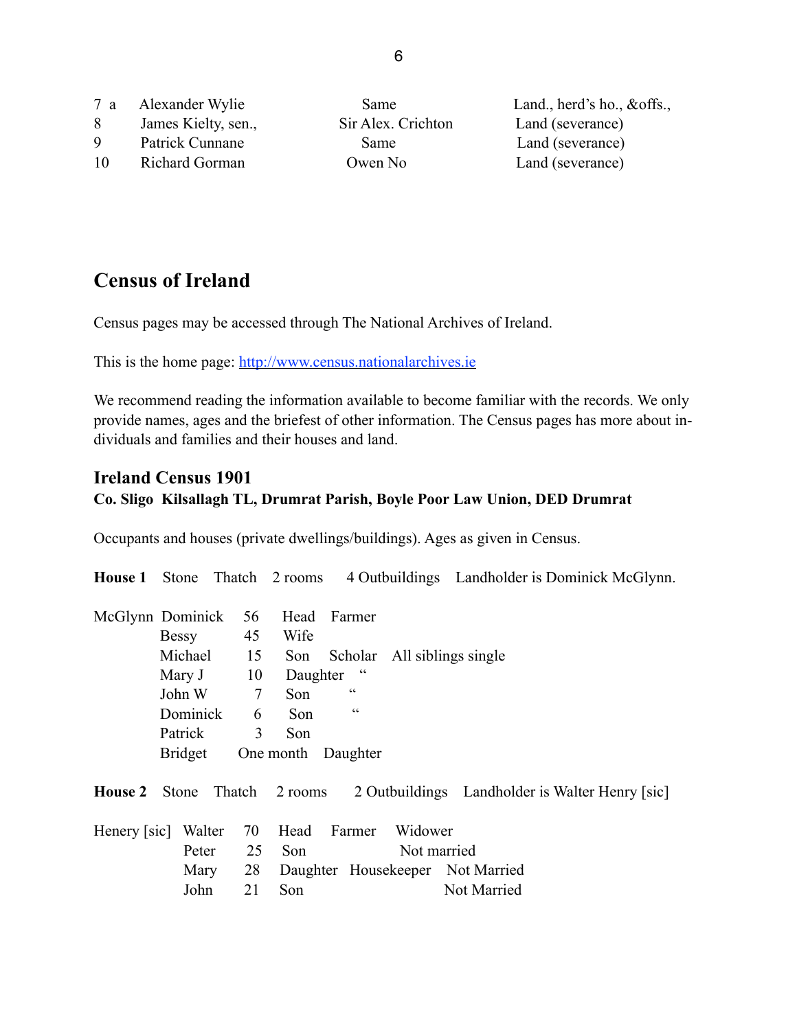| | | | |
|---|---|---|---|
| 7 a | Alexander Wylie | Same | Land., herd's ho., &offs., |
| 8 | James Kielty, sen., | Sir Alex. Crichton | Land (severance) |
| 9 | Patrick Cunnane | Same | Land (severance) |
| 10 | Richard Gorman | Owen No | Land (severance) |

## Census of Ireland

Census pages may be accessed through The National Archives of Ireland.

This is the home page: http://www.census.nationalarchives.ie

We recommend reading the information available to become familiar with the records. We only provide names, ages and the briefest of other information. The Census pages has more about individuals and families and their houses and land.

### Ireland Census 1901

**Co. Sligo Kilsallagh TL, Drumrat Parish, Boyle Poor Law Union, DED Drumrat**

Occupants and houses (private dwellings/buildings). Ages as given in Census.

**House 1** Stone Thatch 2 rooms 4 Outbuildings Landholder is Dominick McGlynn.

| | | | | | |
|---|---|---|---|---|---|
| McGlynn | Dominick | 56 | Head | Farmer | |
| | Bessy | 45 | Wife | | |
| | Michael | 15 | Son | Scholar | All siblings single |
| | Mary J | 10 | Daughter | " | |
| | John W | 7 | Son | " | |
| | Dominick | 6 | Son | " | |
| | Patrick | 3 | Son | | |
| | Bridget | One month | Daughter | | |

**House 2** Stone Thatch 2 rooms 2 Outbuildings Landholder is Walter Henry [sic]

| | | | | | |
|---|---|---|---|---|---|
| Henery [sic] | Walter | 70 | Head | Farmer | Widower |
| | Peter | 25 | Son | | Not married |
| | Mary | 28 | Daughter | Housekeeper | Not Married |
| | John | 21 | Son | | Not Married |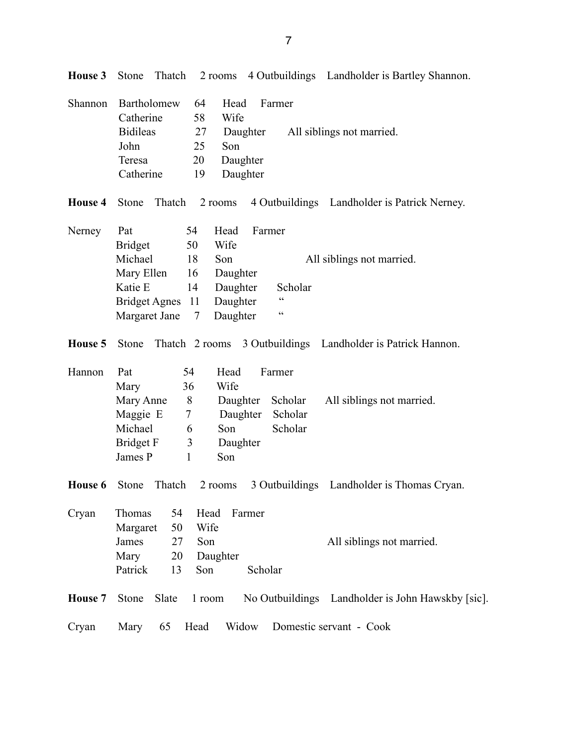**House 3** Stone Thatch 2 rooms 4 Outbuildings Landholder is Bartley Shannon.

| Surname | Name | Age | Relation | Occupation | Notes |
|---|---|---|---|---|---|
| Shannon | Bartholomew | 64 | Head | Farmer | |
| | Catherine | 58 | Wife | | |
| | Bidileas | 27 | Daughter | | All siblings not married. |
| | John | 25 | Son | | |
| | Teresa | 20 | Daughter | | |
| | Catherine | 19 | Daughter | | |

**House 4** Stone Thatch 2 rooms 4 Outbuildings Landholder is Patrick Nerney.

| Surname | Name | Age | Relation | Occupation | Notes |
|---|---|---|---|---|---|
| Nerney | Pat | 54 | Head | Farmer | |
| | Bridget | 50 | Wife | | |
| | Michael | 18 | Son | | All siblings not married. |
| | Mary Ellen | 16 | Daughter | | |
| | Katie E | 14 | Daughter | Scholar | |
| | Bridget Agnes | 11 | Daughter | " | |
| | Margaret Jane | 7 | Daughter | " | |

**House 5** Stone Thatch 2 rooms 3 Outbuildings Landholder is Patrick Hannon.

| Surname | Name | Age | Relation | Occupation | Notes |
|---|---|---|---|---|---|
| Hannon | Pat | 54 | Head | Farmer | |
| | Mary | 36 | Wife | | |
| | Mary Anne | 8 | Daughter | Scholar | All siblings not married. |
| | Maggie E | 7 | Daughter | Scholar | |
| | Michael | 6 | Son | Scholar | |
| | Bridget F | 3 | Daughter | | |
| | James P | 1 | Son | | |

**House 6** Stone Thatch 2 rooms 3 Outbuildings Landholder is Thomas Cryan.

| Surname | Name | Age | Relation | Occupation | Notes |
|---|---|---|---|---|---|
| Cryan | Thomas | 54 | Head | Farmer | |
| | Margaret | 50 | Wife | | |
| | James | 27 | Son | | All siblings not married. |
| | Mary | 20 | Daughter | | |
| | Patrick | 13 | Son | Scholar | |

**House 7** Stone Slate 1 room No Outbuildings Landholder is John Hawskby [sic].

| Surname | Name | Age | Relation | Status | Occupation |
|---|---|---|---|---|---|
| Cryan | Mary | 65 | Head | Widow | Domestic servant - Cook |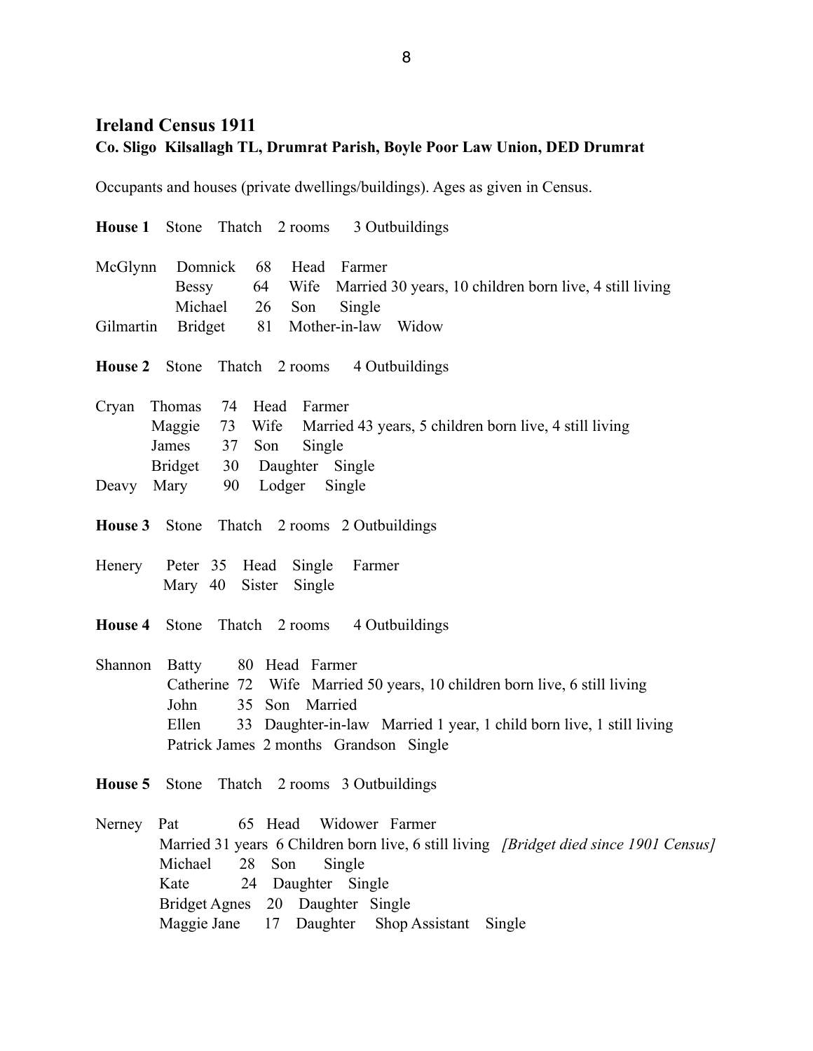**Ireland Census 1911**
**Co. Sligo Kilsallagh TL, Drumrat Parish, Boyle Poor Law Union, DED Drumrat**

Occupants and houses (private dwellings/buildings). Ages as given in Census.

**House 1** Stone Thatch 2 rooms 3 Outbuildings

McGlynn Domnick 68 Head Farmer
Bessy 64 Wife Married 30 years, 10 children born live, 4 still living
Michael 26 Son Single
Gilmartin Bridget 81 Mother-in-law Widow

**House 2** Stone Thatch 2 rooms 4 Outbuildings

Cryan Thomas 74 Head Farmer
Maggie 73 Wife Married 43 years, 5 children born live, 4 still living
James 37 Son Single
Bridget 30 Daughter Single
Deavy Mary 90 Lodger Single

**House 3** Stone Thatch 2 rooms 2 Outbuildings

Henery Peter 35 Head Single Farmer
Mary 40 Sister Single

**House 4** Stone Thatch 2 rooms 4 Outbuildings

Shannon Batty 80 Head Farmer
Catherine 72 Wife Married 50 years, 10 children born live, 6 still living
John 35 Son Married
Ellen 33 Daughter-in-law Married 1 year, 1 child born live, 1 still living
Patrick James 2 months Grandson Single

**House 5** Stone Thatch 2 rooms 3 Outbuildings

Nerney Pat 65 Head Widower Farmer
Married 31 years 6 Children born live, 6 still living *[Bridget died since 1901 Census]*
Michael 28 Son Single
Kate 24 Daughter Single
Bridget Agnes 20 Daughter Single
Maggie Jane 17 Daughter Shop Assistant Single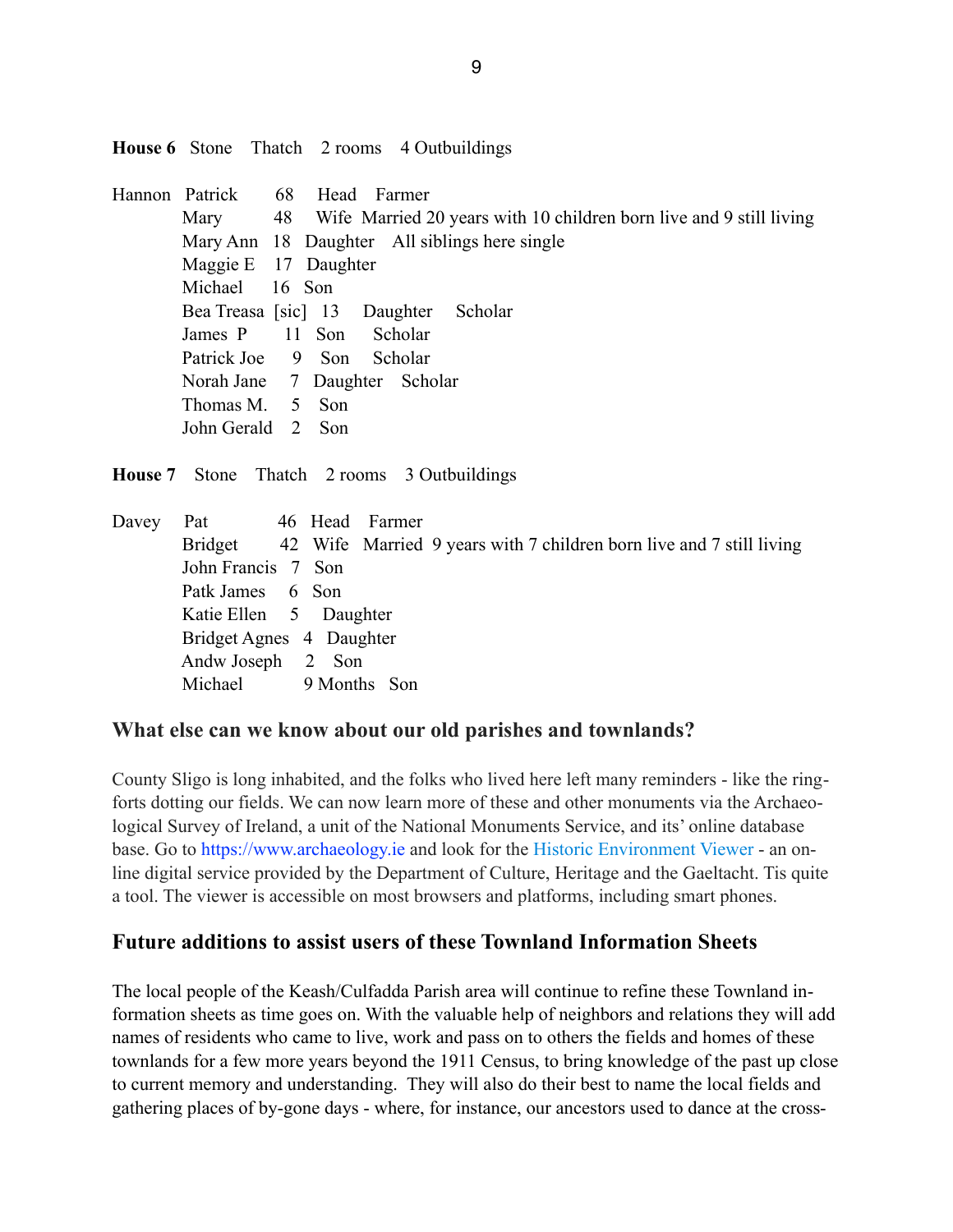**House 6** Stone Thatch 2 rooms 4 Outbuildings

| | | | | |
|---|---|---|---|---|
| Hannon | Patrick | 68 | Head | Farmer |
| | Mary | 48 | Wife | Married 20 years with 10 children born live and 9 still living |
| | Mary Ann | 18 | Daughter | All siblings here single |
| | Maggie E | 17 | Daughter | |
| | Michael | 16 | Son | |
| | Bea Treasa [sic] | 13 | Daughter | Scholar |
| | James P | 11 | Son | Scholar |
| | Patrick Joe | 9 | Son | Scholar |
| | Norah Jane | 7 | Daughter | Scholar |
| | Thomas M. | 5 | Son | |
| | John Gerald | 2 | Son | |

**House 7** Stone Thatch 2 rooms 3 Outbuildings

| | | | | |
|---|---|---|---|---|
| Davey | Pat | 46 | Head | Farmer |
| | Bridget | 42 | Wife | Married 9 years with 7 children born live and 7 still living |
| | John Francis | 7 | Son | |
| | Patk James | 6 | Son | |
| | Katie Ellen | 5 | Daughter | |
| | Bridget Agnes | 4 | Daughter | |
| | Andw Joseph | 2 | Son | |
| | Michael | 9 Months | Son | |

## What else can we know about our old parishes and townlands?

County Sligo is long inhabited, and the folks who lived here left many reminders - like the ring-forts dotting our fields. We can now learn more of these and other monuments via the Archaeological Survey of Ireland, a unit of the National Monuments Service, and its' online database base. Go to https://www.archaeology.ie and look for the Historic Environment Viewer - an online digital service provided by the Department of Culture, Heritage and the Gaeltacht. Tis quite a tool. The viewer is accessible on most browsers and platforms, including smart phones.

## Future additions to assist users of these Townland Information Sheets

The local people of the Keash/Culfadda Parish area will continue to refine these Townland information sheets as time goes on. With the valuable help of neighbors and relations they will add names of residents who came to live, work and pass on to others the fields and homes of these townlands for a few more years beyond the 1911 Census, to bring knowledge of the past up close to current memory and understanding. They will also do their best to name the local fields and gathering places of by-gone days - where, for instance, our ancestors used to dance at the cross-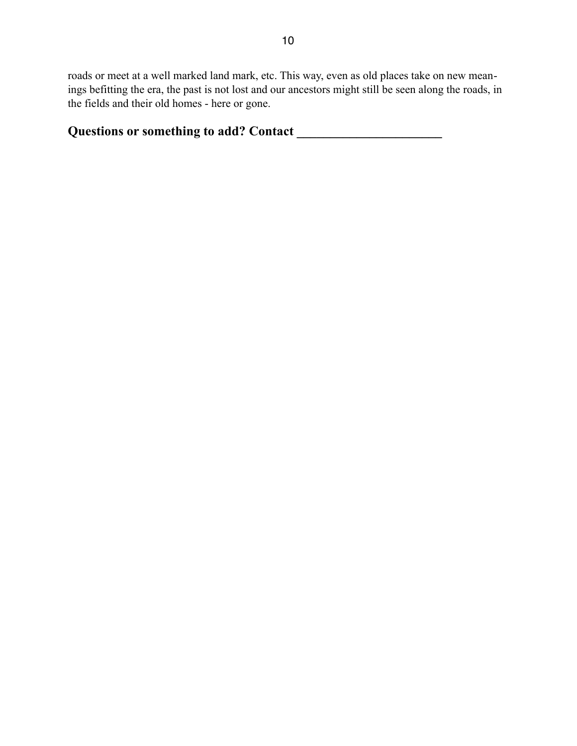roads or meet at a well marked land mark, etc. This way, even as old places take on new meanings befitting the era, the past is not lost and our ancestors might still be seen along the roads, in the fields and their old homes - here or gone.

## Questions or something to add? Contact ______________________